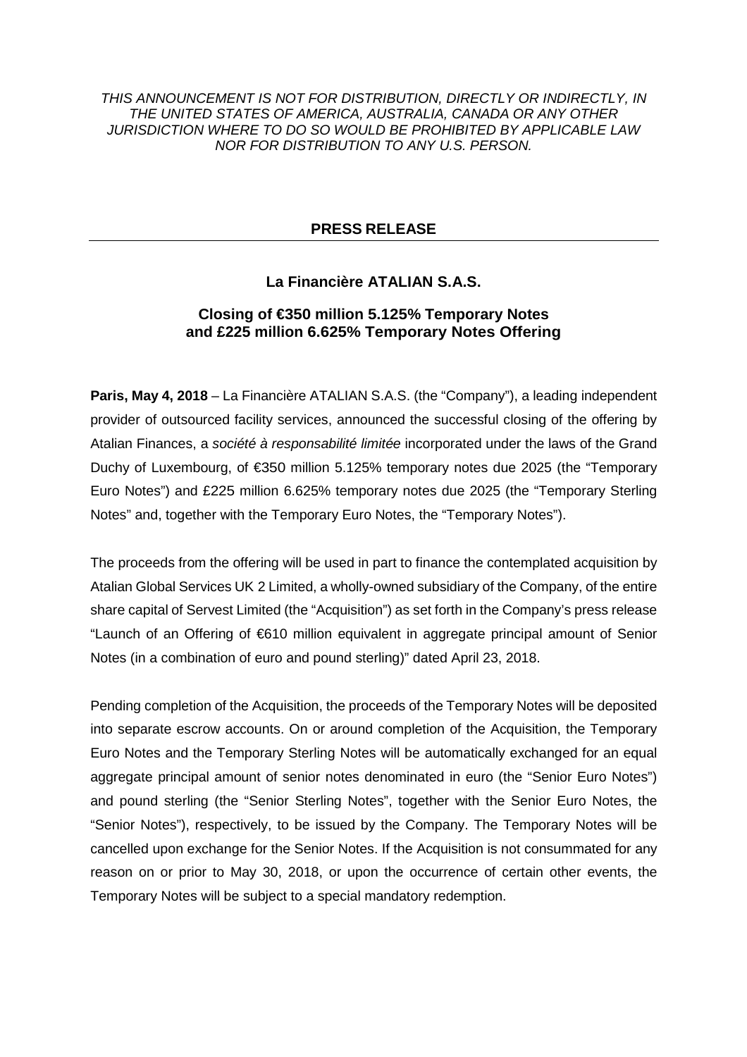*THIS ANNOUNCEMENT IS NOT FOR DISTRIBUTION, DIRECTLY OR INDIRECTLY, IN THE UNITED STATES OF AMERICA, AUSTRALIA, CANADA OR ANY OTHER JURISDICTION WHERE TO DO SO WOULD BE PROHIBITED BY APPLICABLE LAW NOR FOR DISTRIBUTION TO ANY U.S. PERSON.*

## PRESS RELEASE

### La Financière ATALIAN S.A.S.

### Closing of €350 million 5.125% Temporary Notes and £225 million 6.625% Temporary Notes Offering

**Paris, May 4, 2018** – La Financière ATALIAN S.A.S. (the "Company"), a leading independent provider of outsourced facility services, announced the successful closing of the offering by Atalian Finances, a *société à responsabilité limitée* incorporated under the laws of the Grand Duchy of Luxembourg, of €350 million 5.125% temporary notes due 2025 (the "Temporary Euro Notes") and £225 million 6.625% temporary notes due 2025 (the "Temporary Sterling Notes" and, together with the Temporary Euro Notes, the "Temporary Notes").

The proceeds from the offering will be used in part to finance the contemplated acquisition by Atalian Global Services UK 2 Limited, a wholly-owned subsidiary of the Company, of the entire share capital of Servest Limited (the "Acquisition") as set forth in the Company's press release "Launch of an Offering of €610 million equivalent in aggregate principal amount of Senior Notes (in a combination of euro and pound sterling)" dated April 23, 2018.

Pending completion of the Acquisition, the proceeds of the Temporary Notes will be deposited into separate escrow accounts. On or around completion of the Acquisition, the Temporary Euro Notes and the Temporary Sterling Notes will be automatically exchanged for an equal aggregate principal amount of senior notes denominated in euro (the "Senior Euro Notes") and pound sterling (the "Senior Sterling Notes", together with the Senior Euro Notes, the "Senior Notes"), respectively, to be issued by the Company. The Temporary Notes will be cancelled upon exchange for the Senior Notes. If the Acquisition is not consummated for any reason on or prior to May 30, 2018, or upon the occurrence of certain other events, the Temporary Notes will be subject to a special mandatory redemption.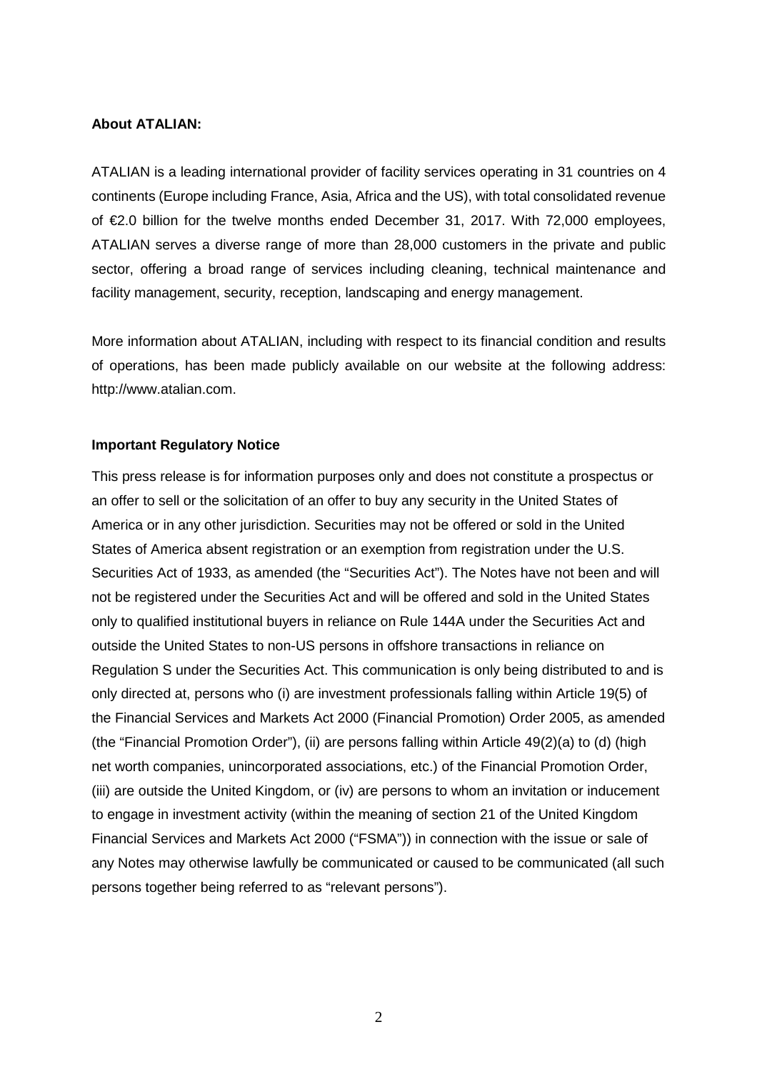**About ATALIAN:**

ATALIAN is a leading international provider of facility services operating in 31 countries on 4 continents (Europe including France, Asia, Africa and the US), with total consolidated revenue of €2.0 billion for the twelve months ended December 31, 2017. With 72,000 employees, ATALIAN serves a diverse range of more than 28,000 customers in the private and public sector, offering a broad range of services including cleaning, technical maintenance and facility management, security, reception, landscaping and energy management.

More information about ATALIAN, including with respect to its financial condition and results of operations, has been made publicly available on our website at the following address: http://www.atalian.com.

**Important Regulatory Notice**

This press release is for information purposes only and does not constitute a prospectus or an offer to sell or the solicitation of an offer to buy any security in the United States of America or in any other jurisdiction. Securities may not be offered or sold in the United States of America absent registration or an exemption from registration under the U.S. Securities Act of 1933, as amended (the "Securities Act"). The Notes have not been and will not be registered under the Securities Act and will be offered and sold in the United States only to qualified institutional buyers in reliance on Rule 144A under the Securities Act and outside the United States to non-US persons in offshore transactions in reliance on Regulation S under the Securities Act. This communication is only being distributed to and is only directed at, persons who (i) are investment professionals falling within Article 19(5) of the Financial Services and Markets Act 2000 (Financial Promotion) Order 2005, as amended (the "Financial Promotion Order"), (ii) are persons falling within Article 49(2)(a) to (d) (high net worth companies, unincorporated associations, etc.) of the Financial Promotion Order, (iii) are outside the United Kingdom, or (iv) are persons to whom an invitation or inducement to engage in investment activity (within the meaning of section 21 of the United Kingdom Financial Services and Markets Act 2000 ("FSMA")) in connection with the issue or sale of any Notes may otherwise lawfully be communicated or caused to be communicated (all such persons together being referred to as "relevant persons").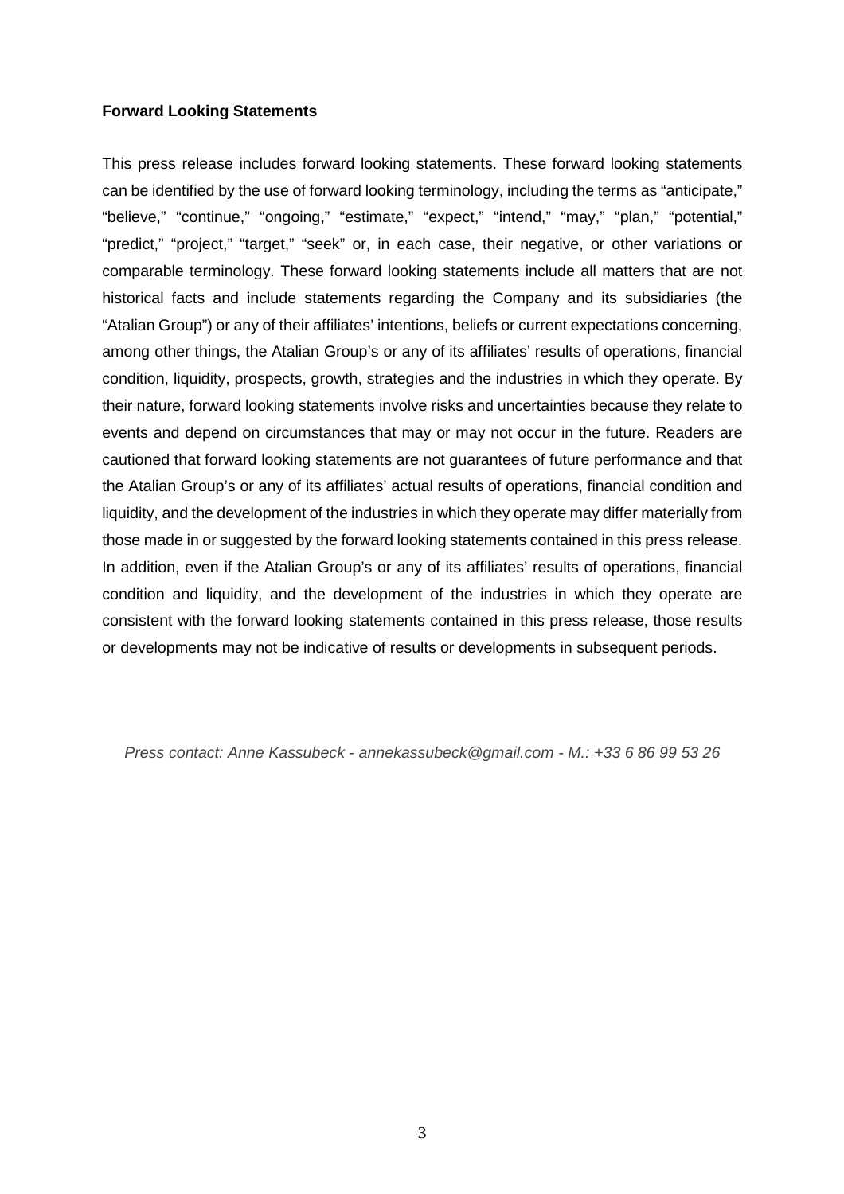**Forward Looking Statements**

This press release includes forward looking statements. These forward looking statements can be identified by the use of forward looking terminology, including the terms as "anticipate," "believe," "continue," "ongoing," "estimate," "expect," "intend," "may," "plan," "potential," "predict," "project," "target," "seek" or, in each case, their negative, or other variations or comparable terminology. These forward looking statements include all matters that are not historical facts and include statements regarding the Company and its subsidiaries (the "Atalian Group") or any of their affiliates' intentions, beliefs or current expectations concerning, among other things, the Atalian Group's or any of its affiliates' results of operations, financial condition, liquidity, prospects, growth, strategies and the industries in which they operate. By their nature, forward looking statements involve risks and uncertainties because they relate to events and depend on circumstances that may or may not occur in the future. Readers are cautioned that forward looking statements are not guarantees of future performance and that the Atalian Group's or any of its affiliates' actual results of operations, financial condition and liquidity, and the development of the industries in which they operate may differ materially from those made in or suggested by the forward looking statements contained in this press release. In addition, even if the Atalian Group's or any of its affiliates' results of operations, financial condition and liquidity, and the development of the industries in which they operate are consistent with the forward looking statements contained in this press release, those results or developments may not be indicative of results or developments in subsequent periods.

*Press contact: Anne Kassubeck - annekassubeck@gmail.com - M.: +33 6 86 99 53 26*